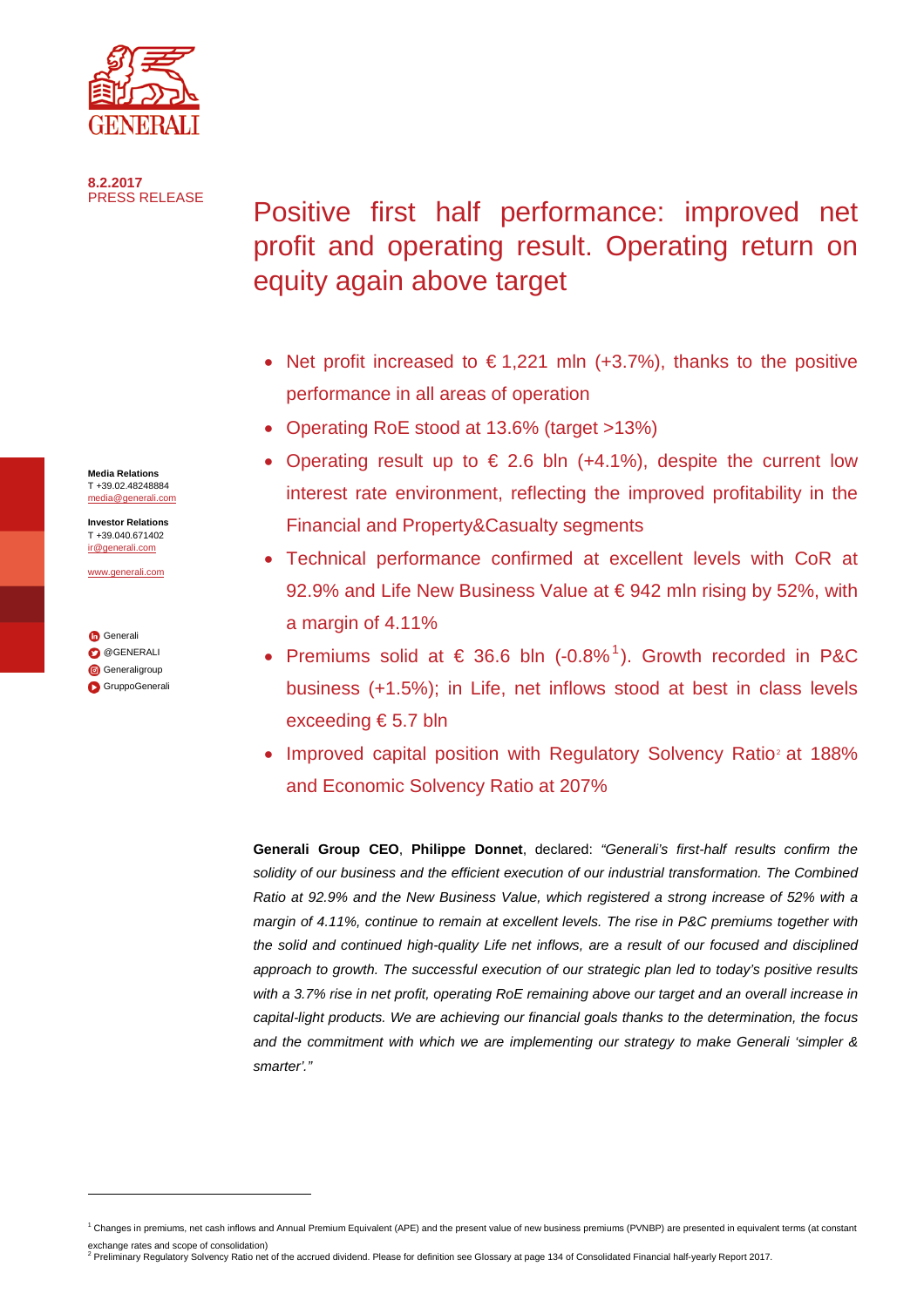**8.2.2017**
PRESS RELEASE

# Positive first half performance: improved net profit and operating result. Operating return on equity again above target

- Net profit increased to € 1,221 mln (+3.7%), thanks to the positive performance in all areas of operation
- Operating RoE stood at 13.6% (target >13%)
- Operating result up to € 2.6 bln (+4.1%), despite the current low interest rate environment, reflecting the improved profitability in the Financial and Property&Casualty segments
- Technical performance confirmed at excellent levels with CoR at 92.9% and Life New Business Value at € 942 mln rising by 52%, with a margin of 4.11%
- Premiums solid at € 36.6 bln (-0.8%[1]). Growth recorded in P&C business (+1.5%); in Life, net inflows stood at best in class levels exceeding € 5.7 bln
- Improved capital position with Regulatory Solvency Ratio[2] at 188% and Economic Solvency Ratio at 207%

**Media Relations**
T +39.02.48248884
media@generali.com

**Investor Relations**
T +39.040.671402
ir@generali.com

www.generali.com

Generali
@GENERALI
Generaligroup
GruppoGenerali

**Generali Group CEO**, **Philippe Donnet**, declared: *"Generali's first-half results confirm the solidity of our business and the efficient execution of our industrial transformation. The Combined Ratio at 92.9% and the New Business Value, which registered a strong increase of 52% with a margin of 4.11%, continue to remain at excellent levels. The rise in P&C premiums together with the solid and continued high-quality Life net inflows, are a result of our focused and disciplined approach to growth. The successful execution of our strategic plan led to today's positive results with a 3.7% rise in net profit, operating RoE remaining above our target and an overall increase in capital-light products. We are achieving our financial goals thanks to the determination, the focus and the commitment with which we are implementing our strategy to make Generali 'simpler & smarter'."*

[1] Changes in premiums, net cash inflows and Annual Premium Equivalent (APE) and the present value of new business premiums (PVNBP) are presented in equivalent terms (at constant exchange rates and scope of consolidation)

[2] Preliminary Regulatory Solvency Ratio net of the accrued dividend. Please for definition see Glossary at page 134 of Consolidated Financial half-yearly Report 2017.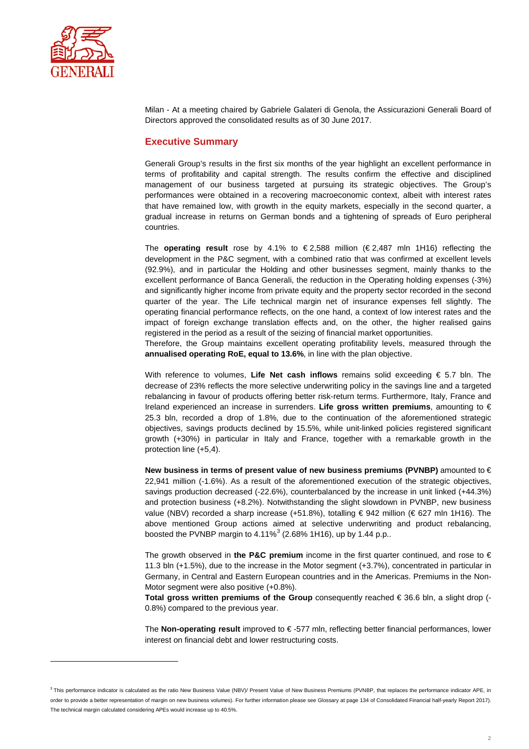Milan - At a meeting chaired by Gabriele Galateri di Genola, the Assicurazioni Generali Board of Directors approved the consolidated results as of 30 June 2017.

## Executive Summary

Generali Group's results in the first six months of the year highlight an excellent performance in terms of profitability and capital strength. The results confirm the effective and disciplined management of our business targeted at pursuing its strategic objectives. The Group's performances were obtained in a recovering macroeconomic context, albeit with interest rates that have remained low, with growth in the equity markets, especially in the second quarter, a gradual increase in returns on German bonds and a tightening of spreads of Euro peripheral countries.

The **operating result** rose by 4.1% to € 2,588 million (€ 2,487 mln 1H16) reflecting the development in the P&C segment, with a combined ratio that was confirmed at excellent levels (92.9%), and in particular the Holding and other businesses segment, mainly thanks to the excellent performance of Banca Generali, the reduction in the Operating holding expenses (-3%) and significantly higher income from private equity and the property sector recorded in the second quarter of the year. The Life technical margin net of insurance expenses fell slightly. The operating financial performance reflects, on the one hand, a context of low interest rates and the impact of foreign exchange translation effects and, on the other, the higher realised gains registered in the period as a result of the seizing of financial market opportunities.

Therefore, the Group maintains excellent operating profitability levels, measured through the **annualised operating RoE, equal to 13.6%**, in line with the plan objective.

With reference to volumes, **Life Net cash inflows** remains solid exceeding € 5.7 bln. The decrease of 23% reflects the more selective underwriting policy in the savings line and a targeted rebalancing in favour of products offering better risk-return terms. Furthermore, Italy, France and Ireland experienced an increase in surrenders. **Life gross written premiums**, amounting to € 25.3 bln, recorded a drop of 1.8%, due to the continuation of the aforementioned strategic objectives, savings products declined by 15.5%, while unit-linked policies registered significant growth (+30%) in particular in Italy and France, together with a remarkable growth in the protection line (+5,4).

**New business in terms of present value of new business premiums (PVNBP)** amounted to € 22,941 million (-1.6%). As a result of the aforementioned execution of the strategic objectives, savings production decreased (-22.6%), counterbalanced by the increase in unit linked (+44.3%) and protection business (+8.2%). Notwithstanding the slight slowdown in PVNBP, new business value (NBV) recorded a sharp increase (+51.8%), totalling € 942 million (€ 627 mln 1H16). The above mentioned Group actions aimed at selective underwriting and product rebalancing, boosted the PVNBP margin to 4.11%[3] (2.68% 1H16), up by 1.44 p.p..

The growth observed in **the P&C premium** income in the first quarter continued, and rose to € 11.3 bln (+1.5%), due to the increase in the Motor segment (+3.7%), concentrated in particular in Germany, in Central and Eastern European countries and in the Americas. Premiums in the Non-Motor segment were also positive (+0.8%).

**Total gross written premiums of the Group** consequently reached € 36.6 bln, a slight drop (-0.8%) compared to the previous year.

The **Non-operating result** improved to € -577 mln, reflecting better financial performances, lower interest on financial debt and lower restructuring costs.

---

[3] This performance indicator is calculated as the ratio New Business Value (NBV)/ Present Value of New Business Premiums (PVNBP, that replaces the performance indicator APE, in order to provide a better representation of margin on new business volumes). For further information please see Glossary at page 134 of Consolidated Financial half-yearly Report 2017). The technical margin calculated considering APEs would increase up to 40.5%.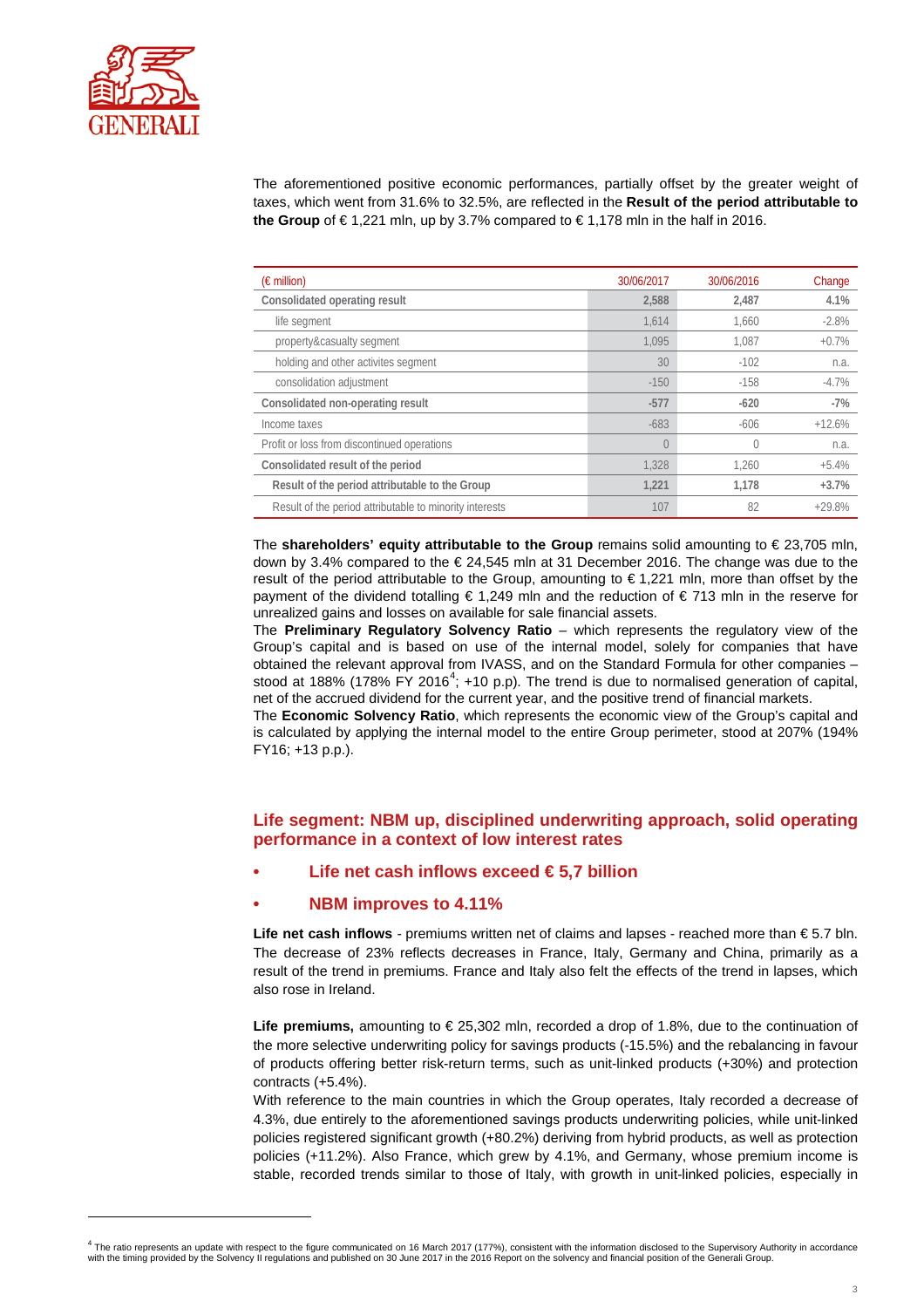The aforementioned positive economic performances, partially offset by the greater weight of taxes, which went from 31.6% to 32.5%, are reflected in the **Result of the period attributable to the Group** of € 1,221 mln, up by 3.7% compared to € 1,178 mln in the half in 2016.

| (€ million) | 30/06/2017 | 30/06/2016 | Change |
|---|---|---|---|
| **Consolidated operating result** | **2,588** | **2,487** | **4.1%** |
| life segment | 1,614 | 1,660 | -2.8% |
| property&casualty segment | 1,095 | 1,087 | +0.7% |
| holding and other activites segment | 30 | -102 | n.a. |
| consolidation adjustment | -150 | -158 | -4.7% |
| **Consolidated non-operating result** | **-577** | **-620** | **-7%** |
| Income taxes | -683 | -606 | +12.6% |
| Profit or loss from discontinued operations | 0 | 0 | n.a. |
| **Consolidated result of the period** | 1,328 | 1,260 | +5.4% |
| **Result of the period attributable to the Group** | **1,221** | **1,178** | **+3.7%** |
| Result of the period attributable to minority interests | 107 | 82 | +29.8% |

The **shareholders' equity attributable to the Group** remains solid amounting to € 23,705 mln, down by 3.4% compared to the € 24,545 mln at 31 December 2016. The change was due to the result of the period attributable to the Group, amounting to € 1,221 mln, more than offset by the payment of the dividend totalling € 1,249 mln and the reduction of € 713 mln in the reserve for unrealized gains and losses on available for sale financial assets.

The **Preliminary Regulatory Solvency Ratio** – which represents the regulatory view of the Group's capital and is based on use of the internal model, solely for companies that have obtained the relevant approval from IVASS, and on the Standard Formula for other companies – stood at 188% (178% FY 2016[4]; +10 p.p). The trend is due to normalised generation of capital, net of the accrued dividend for the current year, and the positive trend of financial markets.

The **Economic Solvency Ratio**, which represents the economic view of the Group's capital and is calculated by applying the internal model to the entire Group perimeter, stood at 207% (194% FY16; +13 p.p.).

## Life segment: NBM up, disciplined underwriting approach, solid operating performance in a context of low interest rates

- **Life net cash inflows exceed € 5,7 billion**
- **NBM improves to 4.11%**

**Life net cash inflows** - premiums written net of claims and lapses - reached more than € 5.7 bln. The decrease of 23% reflects decreases in France, Italy, Germany and China, primarily as a result of the trend in premiums. France and Italy also felt the effects of the trend in lapses, which also rose in Ireland.

**Life premiums,** amounting to € 25,302 mln, recorded a drop of 1.8%, due to the continuation of the more selective underwriting policy for savings products (-15.5%) and the rebalancing in favour of products offering better risk-return terms, such as unit-linked products (+30%) and protection contracts (+5.4%).

With reference to the main countries in which the Group operates, Italy recorded a decrease of 4.3%, due entirely to the aforementioned savings products underwriting policies, while unit-linked policies registered significant growth (+80.2%) deriving from hybrid products, as well as protection policies (+11.2%). Also France, which grew by 4.1%, and Germany, whose premium income is stable, recorded trends similar to those of Italy, with growth in unit-linked policies, especially in

[4] The ratio represents an update with respect to the figure communicated on 16 March 2017 (177%), consistent with the information disclosed to the Supervisory Authority in accordance with the timing provided by the Solvency II regulations and published on 30 June 2017 in the 2016 Report on the solvency and financial position of the Generali Group.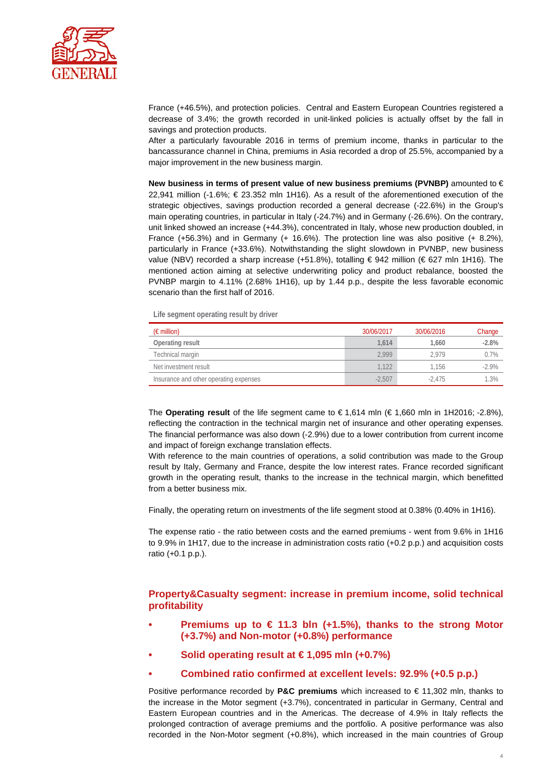France (+46.5%), and protection policies. Central and Eastern European Countries registered a decrease of 3.4%; the growth recorded in unit-linked policies is actually offset by the fall in savings and protection products.

After a particularly favourable 2016 in terms of premium income, thanks in particular to the bancassurance channel in China, premiums in Asia recorded a drop of 25.5%, accompanied by a major improvement in the new business margin.

**New business in terms of present value of new business premiums (PVNBP)** amounted to € 22,941 million (-1.6%; € 23.352 mln 1H16). As a result of the aforementioned execution of the strategic objectives, savings production recorded a general decrease (-22.6%) in the Group's main operating countries, in particular in Italy (-24.7%) and in Germany (-26.6%). On the contrary, unit linked showed an increase (+44.3%), concentrated in Italy, whose new production doubled, in France (+56.3%) and in Germany (+ 16.6%). The protection line was also positive (+ 8.2%), particularly in France (+33.6%). Notwithstanding the slight slowdown in PVNBP, new business value (NBV) recorded a sharp increase (+51.8%), totalling € 942 million (€ 627 mln 1H16). The mentioned action aiming at selective underwriting policy and product rebalance, boosted the PVNBP margin to 4.11% (2.68% 1H16), up by 1.44 p.p., despite the less favorable economic scenario than the first half of 2016.

**Life segment operating result by driver**

| (€ million) | 30/06/2017 | 30/06/2016 | Change |
|---|---|---|---|
| **Operating result** | **1,614** | **1,660** | **-2.8%** |
| Technical margin | 2,999 | 2,979 | 0.7% |
| Net investment result | 1,122 | 1,156 | -2.9% |
| Insurance and other operating expenses | -2,507 | -2,475 | 1.3% |

The **Operating result** of the life segment came to € 1,614 mln (€ 1,660 mln in 1H2016; -2.8%), reflecting the contraction in the technical margin net of insurance and other operating expenses. The financial performance was also down (-2.9%) due to a lower contribution from current income and impact of foreign exchange translation effects.

With reference to the main countries of operations, a solid contribution was made to the Group result by Italy, Germany and France, despite the low interest rates. France recorded significant growth in the operating result, thanks to the increase in the technical margin, which benefitted from a better business mix.

Finally, the operating return on investments of the life segment stood at 0.38% (0.40% in 1H16).

The expense ratio - the ratio between costs and the earned premiums - went from 9.6% in 1H16 to 9.9% in 1H17, due to the increase in administration costs ratio (+0.2 p.p.) and acquisition costs ratio (+0.1 p.p.).

## Property&Casualty segment: increase in premium income, solid technical profitability

- **Premiums up to € 11.3 bln (+1.5%), thanks to the strong Motor (+3.7%) and Non-motor (+0.8%) performance**
- **Solid operating result at € 1,095 mln (+0.7%)**
- **Combined ratio confirmed at excellent levels: 92.9% (+0.5 p.p.)**

Positive performance recorded by **P&C premiums** which increased to € 11,302 mln, thanks to the increase in the Motor segment (+3.7%), concentrated in particular in Germany, Central and Eastern European countries and in the Americas. The decrease of 4.9% in Italy reflects the prolonged contraction of average premiums and the portfolio. A positive performance was also recorded in the Non-Motor segment (+0.8%), which increased in the main countries of Group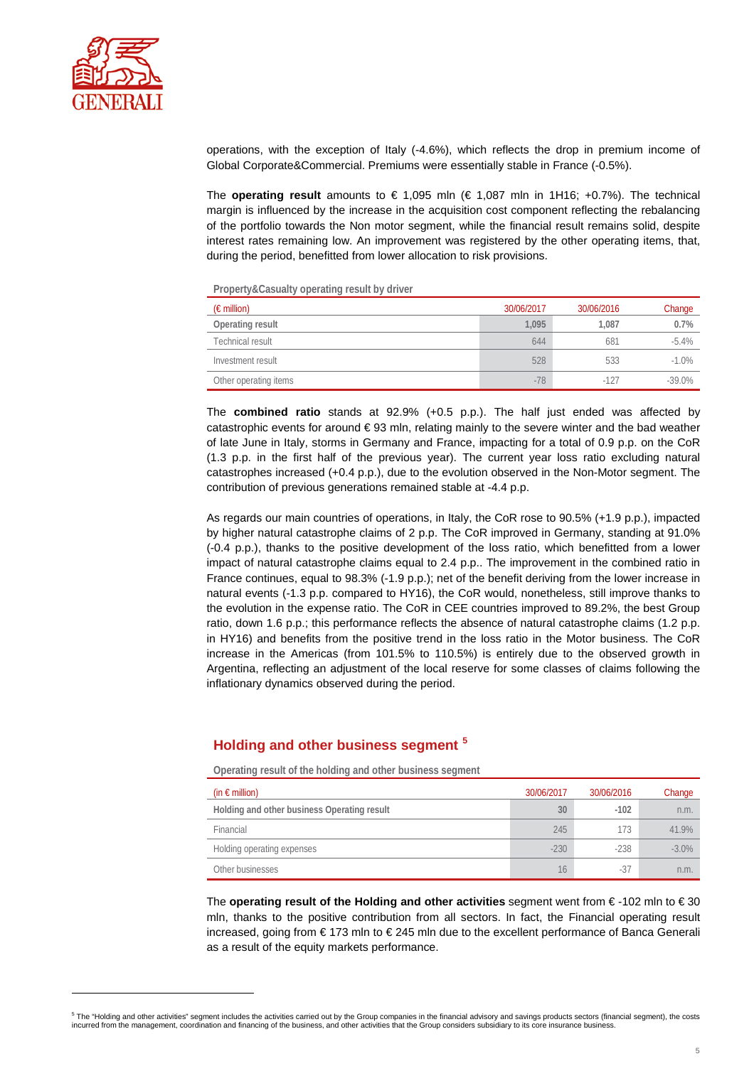operations, with the exception of Italy (-4.6%), which reflects the drop in premium income of Global Corporate&Commercial. Premiums were essentially stable in France (-0.5%).

The **operating result** amounts to € 1,095 mln (€ 1,087 mln in 1H16; +0.7%). The technical margin is influenced by the increase in the acquisition cost component reflecting the rebalancing of the portfolio towards the Non motor segment, while the financial result remains solid, despite interest rates remaining low. An improvement was registered by the other operating items, that, during the period, benefitted from lower allocation to risk provisions.

**Property&Casualty operating result by driver**

| (€ million) | 30/06/2017 | 30/06/2016 | Change |
|---|---|---|---|
| **Operating result** | **1,095** | **1,087** | **0.7%** |
| Technical result | 644 | 681 | -5.4% |
| Investment result | 528 | 533 | -1.0% |
| Other operating items | -78 | -127 | -39.0% |

The **combined ratio** stands at 92.9% (+0.5 p.p.). The half just ended was affected by catastrophic events for around € 93 mln, relating mainly to the severe winter and the bad weather of late June in Italy, storms in Germany and France, impacting for a total of 0.9 p.p. on the CoR (1.3 p.p. in the first half of the previous year). The current year loss ratio excluding natural catastrophes increased (+0.4 p.p.), due to the evolution observed in the Non-Motor segment. The contribution of previous generations remained stable at -4.4 p.p.

As regards our main countries of operations, in Italy, the CoR rose to 90.5% (+1.9 p.p.), impacted by higher natural catastrophe claims of 2 p.p. The CoR improved in Germany, standing at 91.0% (-0.4 p.p.), thanks to the positive development of the loss ratio, which benefitted from a lower impact of natural catastrophe claims equal to 2.4 p.p.. The improvement in the combined ratio in France continues, equal to 98.3% (-1.9 p.p.); net of the benefit deriving from the lower increase in natural events (-1.3 p.p. compared to HY16), the CoR would, nonetheless, still improve thanks to the evolution in the expense ratio. The CoR in CEE countries improved to 89.2%, the best Group ratio, down 1.6 p.p.; this performance reflects the absence of natural catastrophe claims (1.2 p.p. in HY16) and benefits from the positive trend in the loss ratio in the Motor business. The CoR increase in the Americas (from 101.5% to 110.5%) is entirely due to the observed growth in Argentina, reflecting an adjustment of the local reserve for some classes of claims following the inflationary dynamics observed during the period.

## Holding and other business segment [5]

**Operating result of the holding and other business segment**

| (in € million) | 30/06/2017 | 30/06/2016 | Change |
|---|---|---|---|
| **Holding and other business Operating result** | **30** | **-102** | n.m. |
| Financial | 245 | 173 | 41.9% |
| Holding operating expenses | -230 | -238 | -3.0% |
| Other businesses | 16 | -37 | n.m. |

The **operating result of the Holding and other activities** segment went from € -102 mln to € 30 mln, thanks to the positive contribution from all sectors. In fact, the Financial operating result increased, going from € 173 mln to € 245 mln due to the excellent performance of Banca Generali as a result of the equity markets performance.

[5] The "Holding and other activities" segment includes the activities carried out by the Group companies in the financial advisory and savings products sectors (financial segment), the costs incurred from the management, coordination and financing of the business, and other activities that the Group considers subsidiary to its core insurance business.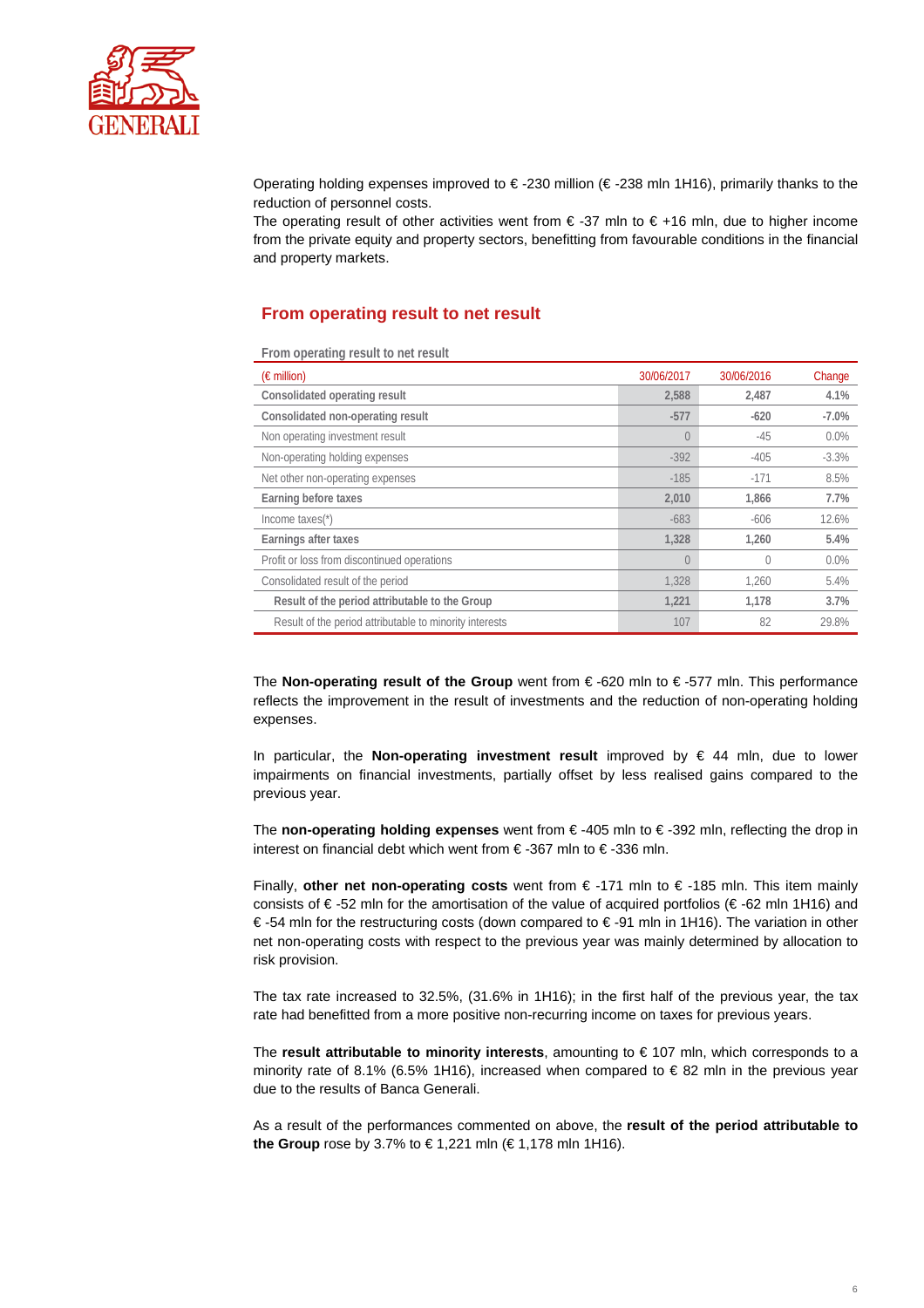Operating holding expenses improved to € -230 million (€ -238 mln 1H16), primarily thanks to the reduction of personnel costs.
The operating result of other activities went from € -37 mln to € +16 mln, due to higher income from the private equity and property sectors, benefitting from favourable conditions in the financial and property markets.

## From operating result to net result

From operating result to net result

| (€ million) | 30/06/2017 | 30/06/2016 | Change |
|---|---|---|---|
| **Consolidated operating result** | **2,588** | **2,487** | **4.1%** |
| **Consolidated non-operating result** | **-577** | **-620** | **-7.0%** |
| Non operating investment result | 0 | -45 | 0.0% |
| Non-operating holding expenses | -392 | -405 | -3.3% |
| Net other non-operating expenses | -185 | -171 | 8.5% |
| **Earning before taxes** | **2,010** | **1,866** | **7.7%** |
| Income taxes(*) | -683 | -606 | 12.6% |
| **Earnings after taxes** | **1,328** | **1,260** | **5.4%** |
| Profit or loss from discontinued operations | 0 | 0 | 0.0% |
| Consolidated result of the period | 1,328 | 1,260 | 5.4% |
| **Result of the period attributable to the Group** | **1,221** | **1,178** | **3.7%** |
| Result of the period attributable to minority interests | 107 | 82 | 29.8% |

The **Non-operating result of the Group** went from € -620 mln to € -577 mln. This performance reflects the improvement in the result of investments and the reduction of non-operating holding expenses.

In particular, the **Non-operating investment result** improved by € 44 mln, due to lower impairments on financial investments, partially offset by less realised gains compared to the previous year.

The **non-operating holding expenses** went from € -405 mln to € -392 mln, reflecting the drop in interest on financial debt which went from € -367 mln to € -336 mln.

Finally, **other net non-operating costs** went from € -171 mln to € -185 mln. This item mainly consists of € -52 mln for the amortisation of the value of acquired portfolios (€ -62 mln 1H16) and € -54 mln for the restructuring costs (down compared to € -91 mln in 1H16). The variation in other net non-operating costs with respect to the previous year was mainly determined by allocation to risk provision.

The tax rate increased to 32.5%, (31.6% in 1H16); in the first half of the previous year, the tax rate had benefitted from a more positive non-recurring income on taxes for previous years.

The **result attributable to minority interests**, amounting to € 107 mln, which corresponds to a minority rate of 8.1% (6.5% 1H16), increased when compared to € 82 mln in the previous year due to the results of Banca Generali.

As a result of the performances commented on above, the **result of the period attributable to the Group** rose by 3.7% to € 1,221 mln (€ 1,178 mln 1H16).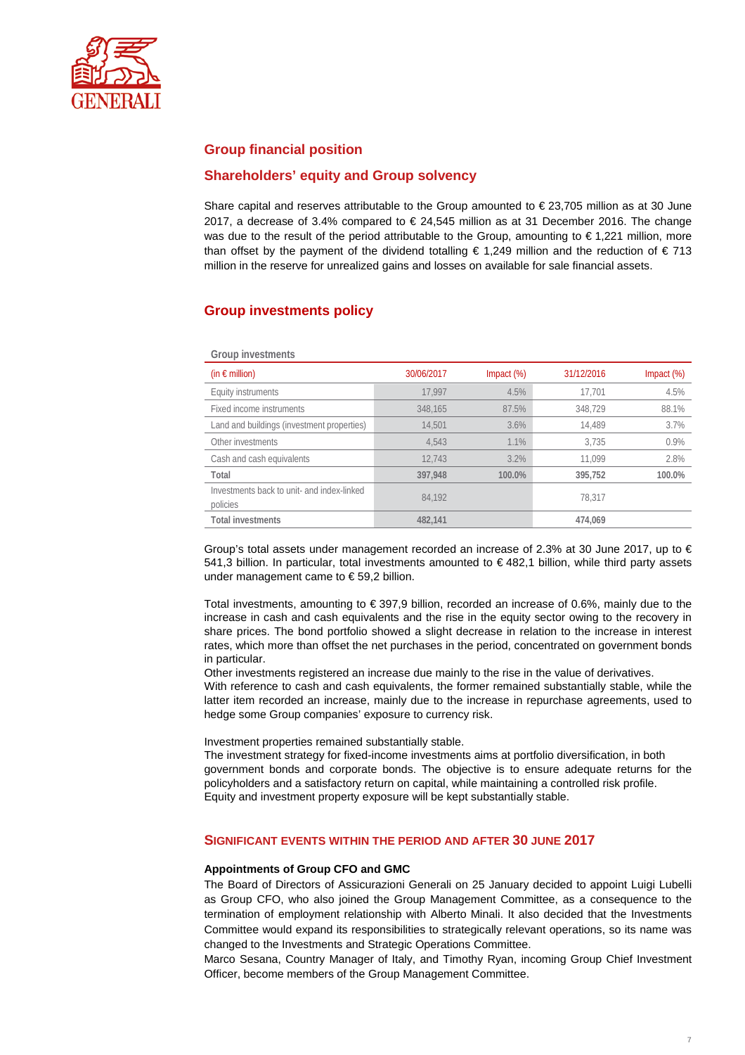## Group financial position

## Shareholders' equity and Group solvency

Share capital and reserves attributable to the Group amounted to € 23,705 million as at 30 June 2017, a decrease of 3.4% compared to € 24,545 million as at 31 December 2016. The change was due to the result of the period attributable to the Group, amounting to € 1,221 million, more than offset by the payment of the dividend totalling € 1,249 million and the reduction of € 713 million in the reserve for unrealized gains and losses on available for sale financial assets.

## Group investments policy

**Group investments**

| (in € million) | 30/06/2017 | Impact (%) | 31/12/2016 | Impact (%) |
|---|---|---|---|---|
| Equity instruments | 17,997 | 4.5% | 17,701 | 4.5% |
| Fixed income instruments | 348,165 | 87.5% | 348,729 | 88.1% |
| Land and buildings (investment properties) | 14,501 | 3.6% | 14,489 | 3.7% |
| Other investments | 4,543 | 1.1% | 3,735 | 0.9% |
| Cash and cash equivalents | 12,743 | 3.2% | 11,099 | 2.8% |
| **Total** | **397,948** | **100.0%** | **395,752** | **100.0%** |
| Investments back to unit- and index-linked policies | 84,192 | | 78,317 | |
| **Total investments** | **482,141** | | **474,069** | |

Group's total assets under management recorded an increase of 2.3% at 30 June 2017, up to € 541,3 billion. In particular, total investments amounted to € 482,1 billion, while third party assets under management came to € 59,2 billion.

Total investments, amounting to € 397,9 billion, recorded an increase of 0.6%, mainly due to the increase in cash and cash equivalents and the rise in the equity sector owing to the recovery in share prices. The bond portfolio showed a slight decrease in relation to the increase in interest rates, which more than offset the net purchases in the period, concentrated on government bonds in particular.
Other investments registered an increase due mainly to the rise in the value of derivatives.
With reference to cash and cash equivalents, the former remained substantially stable, while the latter item recorded an increase, mainly due to the increase in repurchase agreements, used to hedge some Group companies' exposure to currency risk.

Investment properties remained substantially stable.
The investment strategy for fixed-income investments aims at portfolio diversification, in both government bonds and corporate bonds. The objective is to ensure adequate returns for the policyholders and a satisfactory return on capital, while maintaining a controlled risk profile.
Equity and investment property exposure will be kept substantially stable.

## SIGNIFICANT EVENTS WITHIN THE PERIOD AND AFTER 30 JUNE 2017

**Appointments of Group CFO and GMC**

The Board of Directors of Assicurazioni Generali on 25 January decided to appoint Luigi Lubelli as Group CFO, who also joined the Group Management Committee, as a consequence to the termination of employment relationship with Alberto Minali. It also decided that the Investments Committee would expand its responsibilities to strategically relevant operations, so its name was changed to the Investments and Strategic Operations Committee.
Marco Sesana, Country Manager of Italy, and Timothy Ryan, incoming Group Chief Investment Officer, become members of the Group Management Committee.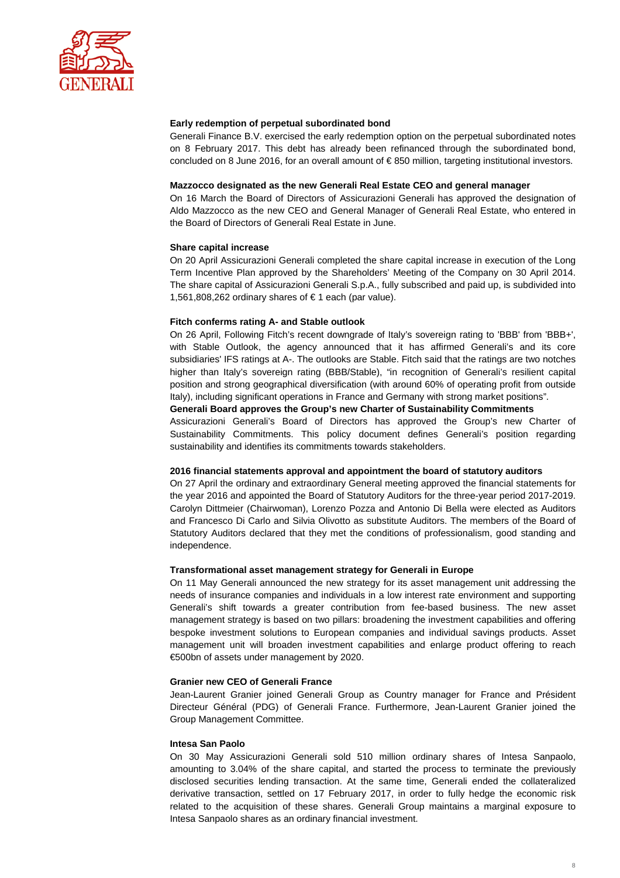**Early redemption of perpetual subordinated bond**

Generali Finance B.V. exercised the early redemption option on the perpetual subordinated notes on 8 February 2017. This debt has already been refinanced through the subordinated bond, concluded on 8 June 2016, for an overall amount of € 850 million, targeting institutional investors.

**Mazzocco designated as the new Generali Real Estate CEO and general manager**

On 16 March the Board of Directors of Assicurazioni Generali has approved the designation of Aldo Mazzocco as the new CEO and General Manager of Generali Real Estate, who entered in the Board of Directors of Generali Real Estate in June.

**Share capital increase**

On 20 April Assicurazioni Generali completed the share capital increase in execution of the Long Term Incentive Plan approved by the Shareholders' Meeting of the Company on 30 April 2014. The share capital of Assicurazioni Generali S.p.A., fully subscribed and paid up, is subdivided into 1,561,808,262 ordinary shares of € 1 each (par value).

**Fitch conferms rating A- and Stable outlook**

On 26 April, Following Fitch's recent downgrade of Italy's sovereign rating to 'BBB' from 'BBB+', with Stable Outlook, the agency announced that it has affirmed Generali's and its core subsidiaries' IFS ratings at A-. The outlooks are Stable. Fitch said that the ratings are two notches higher than Italy's sovereign rating (BBB/Stable), "in recognition of Generali's resilient capital position and strong geographical diversification (with around 60% of operating profit from outside Italy), including significant operations in France and Germany with strong market positions".

**Generali Board approves the Group's new Charter of Sustainability Commitments**

Assicurazioni Generali's Board of Directors has approved the Group's new Charter of Sustainability Commitments. This policy document defines Generali's position regarding sustainability and identifies its commitments towards stakeholders.

**2016 financial statements approval and appointment the board of statutory auditors**

On 27 April the ordinary and extraordinary General meeting approved the financial statements for the year 2016 and appointed the Board of Statutory Auditors for the three-year period 2017-2019. Carolyn Dittmeier (Chairwoman), Lorenzo Pozza and Antonio Di Bella were elected as Auditors and Francesco Di Carlo and Silvia Olivotto as substitute Auditors. The members of the Board of Statutory Auditors declared that they met the conditions of professionalism, good standing and independence.

**Transformational asset management strategy for Generali in Europe**

On 11 May Generali announced the new strategy for its asset management unit addressing the needs of insurance companies and individuals in a low interest rate environment and supporting Generali's shift towards a greater contribution from fee-based business. The new asset management strategy is based on two pillars: broadening the investment capabilities and offering bespoke investment solutions to European companies and individual savings products. Asset management unit will broaden investment capabilities and enlarge product offering to reach €500bn of assets under management by 2020.

**Granier new CEO of Generali France**

Jean-Laurent Granier joined Generali Group as Country manager for France and Président Directeur Général (PDG) of Generali France. Furthermore, Jean-Laurent Granier joined the Group Management Committee.

**Intesa San Paolo**

On 30 May Assicurazioni Generali sold 510 million ordinary shares of Intesa Sanpaolo, amounting to 3.04% of the share capital, and started the process to terminate the previously disclosed securities lending transaction. At the same time, Generali ended the collateralized derivative transaction, settled on 17 February 2017, in order to fully hedge the economic risk related to the acquisition of these shares. Generali Group maintains a marginal exposure to Intesa Sanpaolo shares as an ordinary financial investment.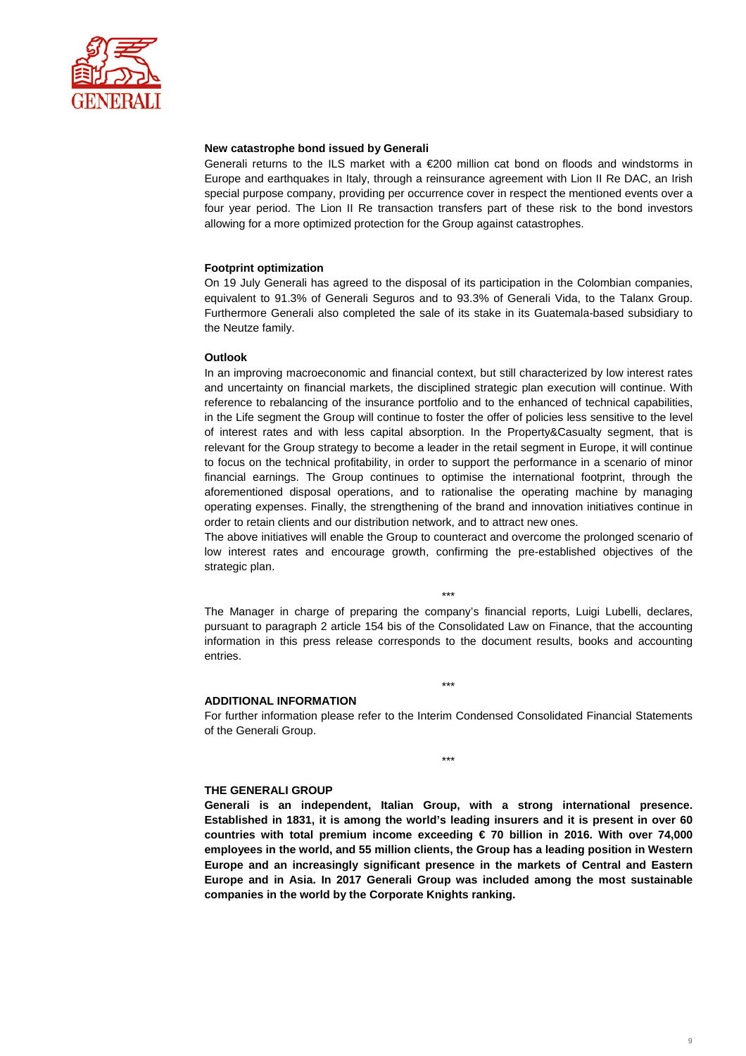**New catastrophe bond issued by Generali**

Generali returns to the ILS market with a €200 million cat bond on floods and windstorms in Europe and earthquakes in Italy, through a reinsurance agreement with Lion II Re DAC, an Irish special purpose company, providing per occurrence cover in respect the mentioned events over a four year period. The Lion II Re transaction transfers part of these risk to the bond investors allowing for a more optimized protection for the Group against catastrophes.

**Footprint optimization**

On 19 July Generali has agreed to the disposal of its participation in the Colombian companies, equivalent to 91.3% of Generali Seguros and to 93.3% of Generali Vida, to the Talanx Group. Furthermore Generali also completed the sale of its stake in its Guatemala-based subsidiary to the Neutze family.

**Outlook**

In an improving macroeconomic and financial context, but still characterized by low interest rates and uncertainty on financial markets, the disciplined strategic plan execution will continue. With reference to rebalancing of the insurance portfolio and to the enhanced of technical capabilities, in the Life segment the Group will continue to foster the offer of policies less sensitive to the level of interest rates and with less capital absorption. In the Property&Casualty segment, that is relevant for the Group strategy to become a leader in the retail segment in Europe, it will continue to focus on the technical profitability, in order to support the performance in a scenario of minor financial earnings. The Group continues to optimise the international footprint, through the aforementioned disposal operations, and to rationalise the operating machine by managing operating expenses. Finally, the strengthening of the brand and innovation initiatives continue in order to retain clients and our distribution network, and to attract new ones.

The above initiatives will enable the Group to counteract and overcome the prolonged scenario of low interest rates and encourage growth, confirming the pre-established objectives of the strategic plan.

\*\*\*

The Manager in charge of preparing the company's financial reports, Luigi Lubelli, declares, pursuant to paragraph 2 article 154 bis of the Consolidated Law on Finance, that the accounting information in this press release corresponds to the document results, books and accounting entries.

\*\*\*

**ADDITIONAL INFORMATION**

For further information please refer to the Interim Condensed Consolidated Financial Statements of the Generali Group.

\*\*\*

**THE GENERALI GROUP**

**Generali is an independent, Italian Group, with a strong international presence. Established in 1831, it is among the world's leading insurers and it is present in over 60 countries with total premium income exceeding € 70 billion in 2016. With over 74,000 employees in the world, and 55 million clients, the Group has a leading position in Western Europe and an increasingly significant presence in the markets of Central and Eastern Europe and in Asia. In 2017 Generali Group was included among the most sustainable companies in the world by the Corporate Knights ranking.**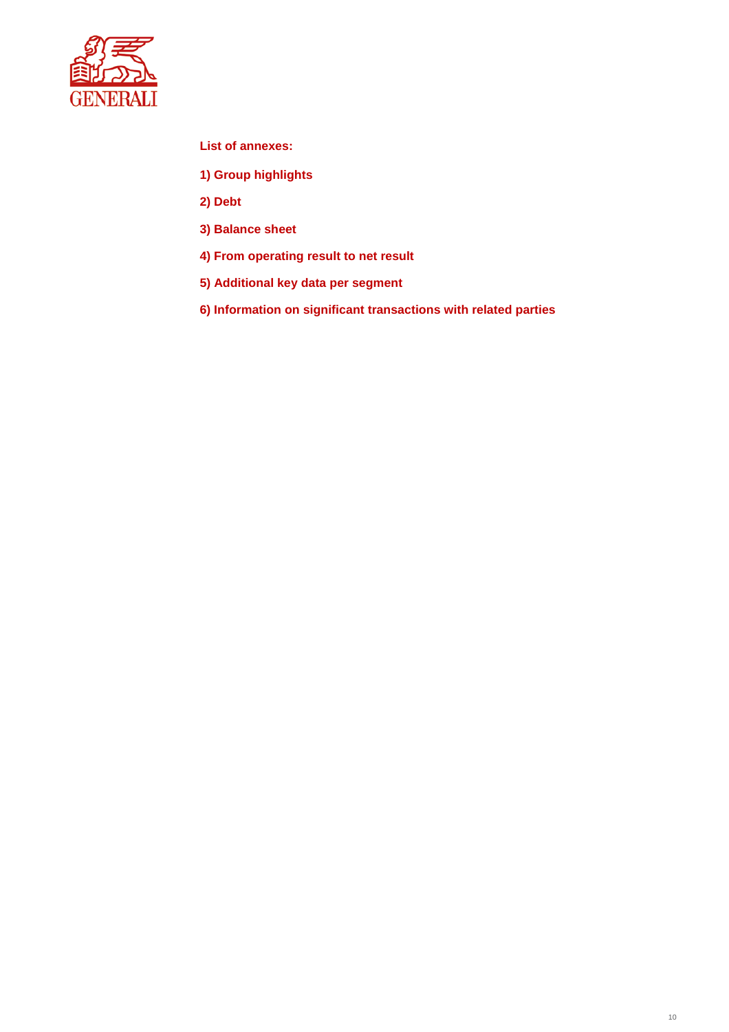**List of annexes:**

**1) Group highlights**

**2) Debt**

**3) Balance sheet**

**4) From operating result to net result**

**5) Additional key data per segment**

**6) Information on significant transactions with related parties**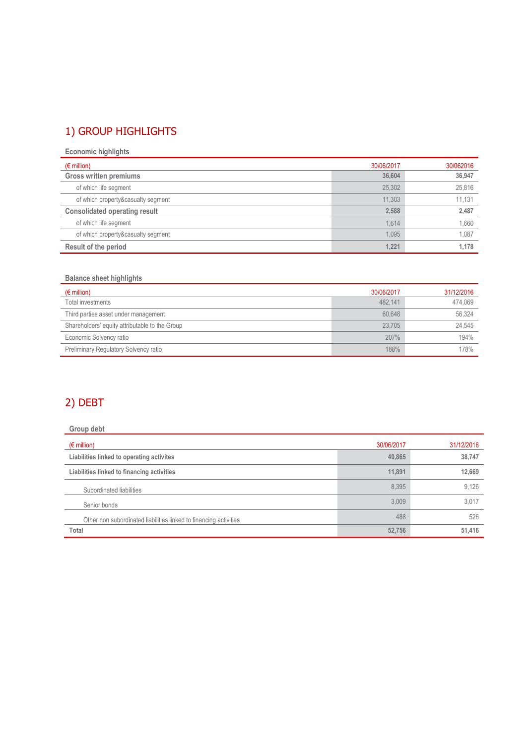# 1) GROUP HIGHLIGHTS

### Economic highlights

| (€ million) | 30/06/2017 | 30/062016 |
|---|---|---|
| **Gross written premiums** | **36,604** | **36,947** |
| of which life segment | 25,302 | 25,816 |
| of which property&casualty segment | 11,303 | 11,131 |
| **Consolidated operating result** | **2,588** | **2,487** |
| of which life segment | 1,614 | 1,660 |
| of which property&casualty segment | 1,095 | 1,087 |
| **Result of the period** | **1,221** | **1,178** |

### Balance sheet highlights

| (€ million) | 30/06/2017 | 31/12/2016 |
|---|---|---|
| Total investments | 482,141 | 474,069 |
| Third parties asset under management | 60,648 | 56,324 |
| Shareholders' equity attributable to the Group | 23,705 | 24,545 |
| Economic Solvency ratio | 207% | 194% |
| Preliminary Regulatory Solvency ratio | 188% | 178% |

# 2) DEBT

### Group debt

| (€ million) | 30/06/2017 | 31/12/2016 |
|---|---|---|
| **Liabilities linked to operating activites** | **40,865** | **38,747** |
| **Liabilities linked to financing activities** | **11,891** | **12,669** |
| Subordinated liabilities | 8,395 | 9,126 |
| Senior bonds | 3,009 | 3,017 |
| Other non subordinated liabilities linked to financing activities | 488 | 526 |
| **Total** | **52,756** | **51,416** |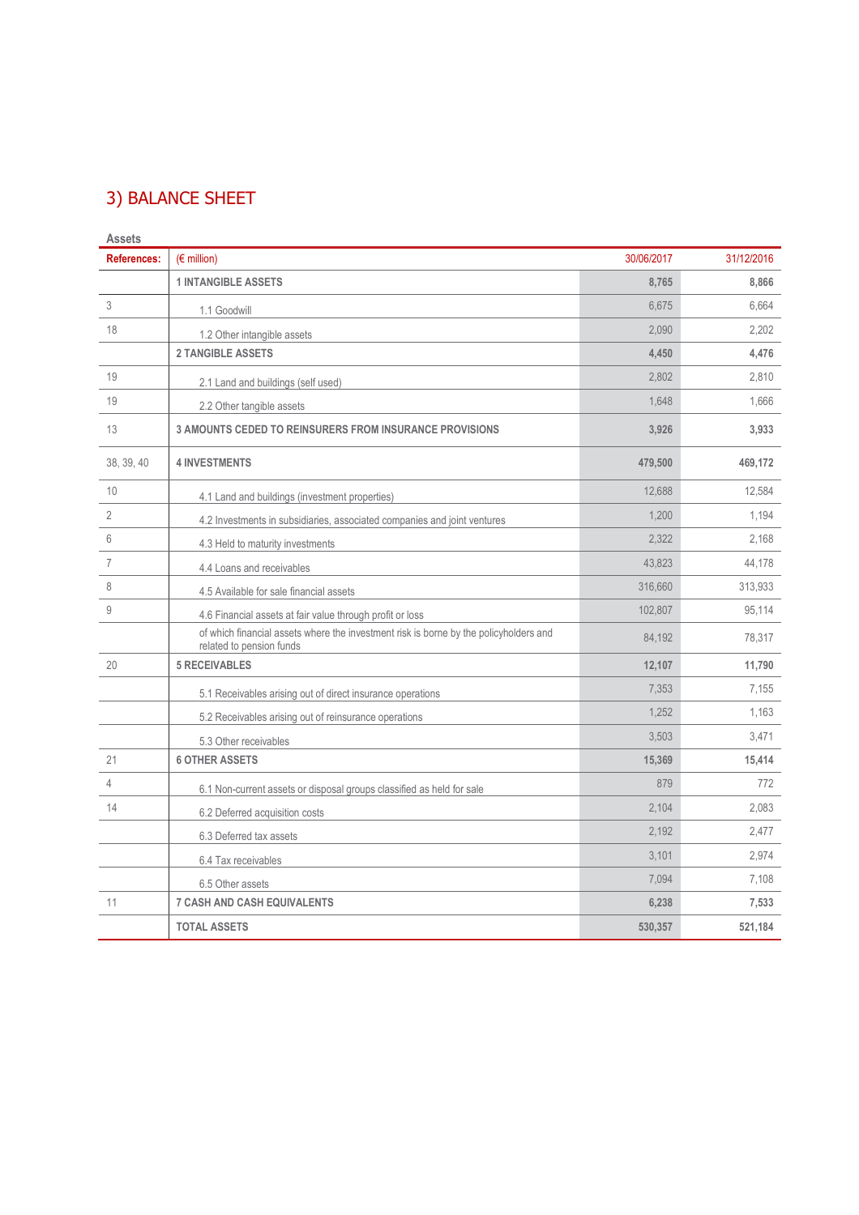## 3) BALANCE SHEET

**Assets**

| References: | (€ million) | 30/06/2017 | 31/12/2016 |
|---|---|---|---|
| | **1 INTANGIBLE ASSETS** | **8,765** | **8,866** |
| 3 | 1.1 Goodwill | 6,675 | 6,664 |
| 18 | 1.2 Other intangible assets | 2,090 | 2,202 |
| | **2 TANGIBLE ASSETS** | **4,450** | **4,476** |
| 19 | 2.1 Land and buildings (self used) | 2,802 | 2,810 |
| 19 | 2.2 Other tangible assets | 1,648 | 1,666 |
| 13 | **3 AMOUNTS CEDED TO REINSURERS FROM INSURANCE PROVISIONS** | **3,926** | **3,933** |
| 38, 39, 40 | **4 INVESTMENTS** | **479,500** | **469,172** |
| 10 | 4.1 Land and buildings (investment properties) | 12,688 | 12,584 |
| 2 | 4.2 Investments in subsidiaries, associated companies and joint ventures | 1,200 | 1,194 |
| 6 | 4.3 Held to maturity investments | 2,322 | 2,168 |
| 7 | 4.4 Loans and receivables | 43,823 | 44,178 |
| 8 | 4.5 Available for sale financial assets | 316,660 | 313,933 |
| 9 | 4.6 Financial assets at fair value through profit or loss | 102,807 | 95,114 |
| | of which financial assets where the investment risk is borne by the policyholders and related to pension funds | 84,192 | 78,317 |
| 20 | **5 RECEIVABLES** | **12,107** | **11,790** |
| | 5.1 Receivables arising out of direct insurance operations | 7,353 | 7,155 |
| | 5.2 Receivables arising out of reinsurance operations | 1,252 | 1,163 |
| | 5.3 Other receivables | 3,503 | 3,471 |
| 21 | **6 OTHER ASSETS** | **15,369** | **15,414** |
| 4 | 6.1 Non-current assets or disposal groups classified as held for sale | 879 | 772 |
| 14 | 6.2 Deferred acquisition costs | 2,104 | 2,083 |
| | 6.3 Deferred tax assets | 2,192 | 2,477 |
| | 6.4 Tax receivables | 3,101 | 2,974 |
| | 6.5 Other assets | 7,094 | 7,108 |
| 11 | **7 CASH AND CASH EQUIVALENTS** | **6,238** | **7,533** |
| | **TOTAL ASSETS** | **530,357** | **521,184** |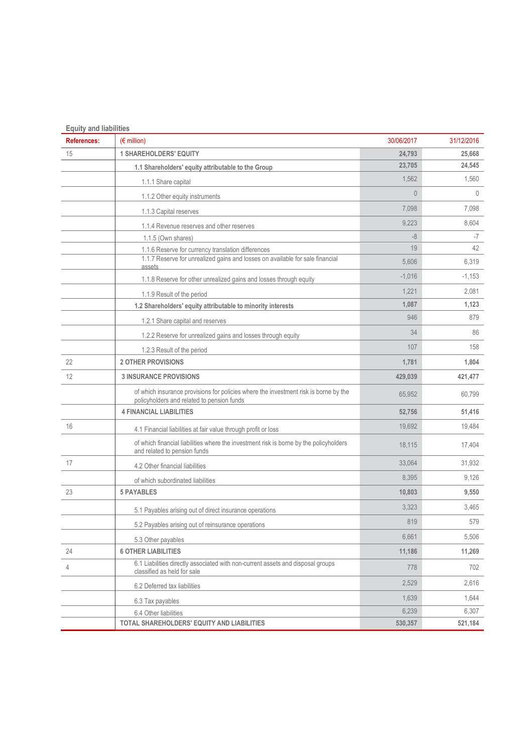**Equity and liabilities**

| References: | (€ million) | 30/06/2017 | 31/12/2016 |
|---|---|---|---|
| 15 | **1 SHAREHOLDERS' EQUITY** | **24,793** | **25,668** |
| | **1.1 Shareholders' equity attributable to the Group** | **23,705** | **24,545** |
| | 1.1.1 Share capital | 1,562 | 1,560 |
| | 1.1.2 Other equity instruments | 0 | 0 |
| | 1.1.3 Capital reserves | 7,098 | 7,098 |
| | 1.1.4 Revenue reserves and other reserves | 9,223 | 8,604 |
| | 1.1.5 (Own shares) | -8 | -7 |
| | 1.1.6 Reserve for currency translation differences | 19 | 42 |
| | 1.1.7 Reserve for unrealized gains and losses on available for sale financial assets | 5,606 | 6,319 |
| | 1.1.8 Reserve for other unrealized gains and losses through equity | -1,016 | -1,153 |
| | 1.1.9 Result of the period | 1,221 | 2,081 |
| | **1.2 Shareholders' equity attributable to minority interests** | **1,087** | **1,123** |
| | 1.2.1 Share capital and reserves | 946 | 879 |
| | 1.2.2 Reserve for unrealized gains and losses through equity | 34 | 86 |
| | 1.2.3 Result of the period | 107 | 158 |
| 22 | **2 OTHER PROVISIONS** | **1,781** | **1,804** |
| 12 | **3 INSURANCE PROVISIONS** | **429,039** | **421,477** |
| | of which insurance provisions for policies where the investment risk is borne by the policyholders and related to pension funds | 65,952 | 60,799 |
| | **4 FINANCIAL LIABILITIES** | **52,756** | **51,416** |
| 16 | 4.1 Financial liabilities at fair value through profit or loss | 19,692 | 19,484 |
| | of which financial liabilities where the investment risk is borne by the policyholders and related to pension funds | 18,115 | 17,404 |
| 17 | 4.2 Other financial liabilities | 33,064 | 31,932 |
| | of which subordinated liabilities | 8,395 | 9,126 |
| 23 | **5 PAYABLES** | **10,803** | **9,550** |
| | 5.1 Payables arising out of direct insurance operations | 3,323 | 3,465 |
| | 5.2 Payables arising out of reinsurance operations | 819 | 579 |
| | 5.3 Other payables | 6,661 | 5,506 |
| 24 | **6 OTHER LIABILITIES** | **11,186** | **11,269** |
| 4 | 6.1 Liabilities directly associated with non-current assets and disposal groups classified as held for sale | 778 | 702 |
| | 6.2 Deferred tax liabilities | 2,529 | 2,616 |
| | 6.3 Tax payables | 1,639 | 1,644 |
| | 6.4 Other liabilities | 6,239 | 6,307 |
| | **TOTAL SHAREHOLDERS' EQUITY AND LIABILITIES** | **530,357** | **521,184** |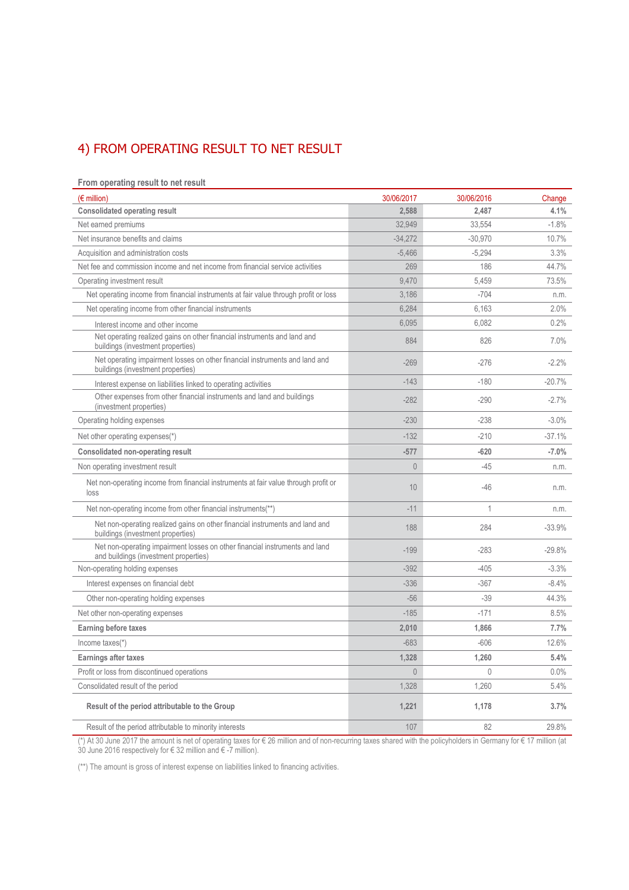# 4) FROM OPERATING RESULT TO NET RESULT

**From operating result to net result**

| (€ million) | 30/06/2017 | 30/06/2016 | Change |
|---|---|---|---|
| **Consolidated operating result** | **2,588** | **2,487** | **4.1%** |
| Net earned premiums | 32,949 | 33,554 | -1.8% |
| Net insurance benefits and claims | -34,272 | -30,970 | 10.7% |
| Acquisition and administration costs | -5,466 | -5,294 | 3.3% |
| Net fee and commission income and net income from financial service activities | 269 | 186 | 44.7% |
| Operating investment result | 9,470 | 5,459 | 73.5% |
| Net operating income from financial instruments at fair value through profit or loss | 3,186 | -704 | n.m. |
| Net operating income from other financial instruments | 6,284 | 6,163 | 2.0% |
| Interest income and other income | 6,095 | 6,082 | 0.2% |
| Net operating realized gains on other financial instruments and land and buildings (investment properties) | 884 | 826 | 7.0% |
| Net operating impairment losses on other financial instruments and land and buildings (investment properties) | -269 | -276 | -2.2% |
| Interest expense on liabilities linked to operating activities | -143 | -180 | -20.7% |
| Other expenses from other financial instruments and land and buildings (investment properties) | -282 | -290 | -2.7% |
| Operating holding expenses | -230 | -238 | -3.0% |
| Net other operating expenses(*) | -132 | -210 | -37.1% |
| **Consolidated non-operating result** | **-577** | **-620** | **-7.0%** |
| Non operating investment result | 0 | -45 | n.m. |
| Net non-operating income from financial instruments at fair value through profit or loss | 10 | -46 | n.m. |
| Net non-operating income from other financial instruments(**) | -11 | 1 | n.m. |
| Net non-operating realized gains on other financial instruments and land and buildings (investment properties) | 188 | 284 | -33.9% |
| Net non-operating impairment losses on other financial instruments and land and buildings (investment properties) | -199 | -283 | -29.8% |
| Non-operating holding expenses | -392 | -405 | -3.3% |
| Interest expenses on financial debt | -336 | -367 | -8.4% |
| Other non-operating holding expenses | -56 | -39 | 44.3% |
| Net other non-operating expenses | -185 | -171 | 8.5% |
| **Earning before taxes** | **2,010** | **1,866** | **7.7%** |
| Income taxes(*) | -683 | -606 | 12.6% |
| **Earnings after taxes** | **1,328** | **1,260** | **5.4%** |
| Profit or loss from discontinued operations | 0 | 0 | 0.0% |
| Consolidated result of the period | 1,328 | 1,260 | 5.4% |
| **Result of the period attributable to the Group** | **1,221** | **1,178** | **3.7%** |
| Result of the period attributable to minority interests | 107 | 82 | 29.8% |

(*) At 30 June 2017 the amount is net of operating taxes for € 26 million and of non-recurring taxes shared with the policyholders in Germany for € 17 million (at 30 June 2016 respectively for € 32 million and € -7 million).

(**) The amount is gross of interest expense on liabilities linked to financing activities.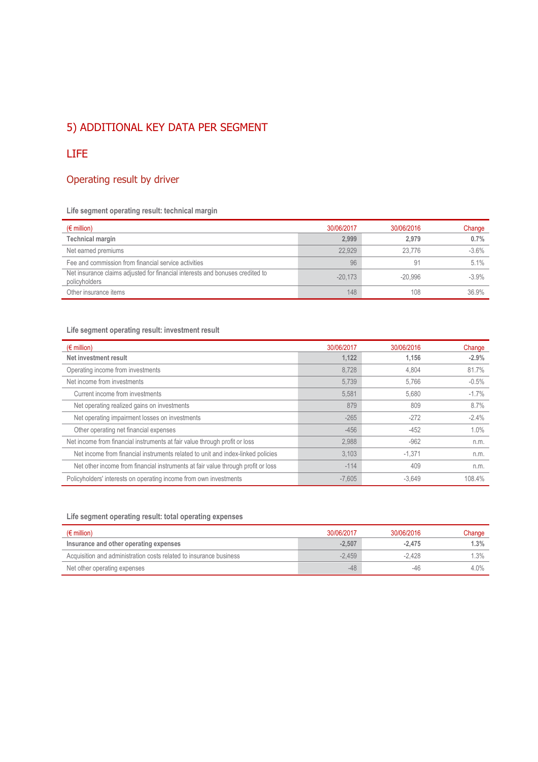## 5) ADDITIONAL KEY DATA PER SEGMENT

## LIFE

### Operating result by driver

**Life segment operating result: technical margin**

| (€ million) | 30/06/2017 | 30/06/2016 | Change |
|---|---|---|---|
| **Technical margin** | **2,999** | **2,979** | **0.7%** |
| Net earned premiums | 22,929 | 23,776 | -3.6% |
| Fee and commission from financial service activities | 96 | 91 | 5.1% |
| Net insurance claims adjusted for financial interests and bonuses credited to policyholders | -20,173 | -20,996 | -3.9% |
| Other insurance items | 148 | 108 | 36.9% |

**Life segment operating result: investment result**

| (€ million) | 30/06/2017 | 30/06/2016 | Change |
|---|---|---|---|
| **Net investment result** | **1,122** | **1,156** | **-2.9%** |
| Operating income from investments | 8,728 | 4,804 | 81.7% |
| Net income from investments | 5,739 | 5,766 | -0.5% |
| Current income from investments | 5,581 | 5,680 | -1.7% |
| Net operating realized gains on investments | 879 | 809 | 8.7% |
| Net operating impairment losses on investments | -265 | -272 | -2.4% |
| Other operating net financial expenses | -456 | -452 | 1.0% |
| Net income from financial instruments at fair value through profit or loss | 2,988 | -962 | n.m. |
| Net income from financial instruments related to unit and index-linked policies | 3,103 | -1,371 | n.m. |
| Net other income from financial instruments at fair value through profit or loss | -114 | 409 | n.m. |
| Policyholders' interests on operating income from own investments | -7,605 | -3,649 | 108.4% |

**Life segment operating result: total operating expenses**

| (€ million) | 30/06/2017 | 30/06/2016 | Change |
|---|---|---|---|
| **Insurance and other operating expenses** | **-2,507** | **-2,475** | **1.3%** |
| Acquisition and administration costs related to insurance business | -2,459 | -2,428 | 1.3% |
| Net other operating expenses | -48 | -46 | 4.0% |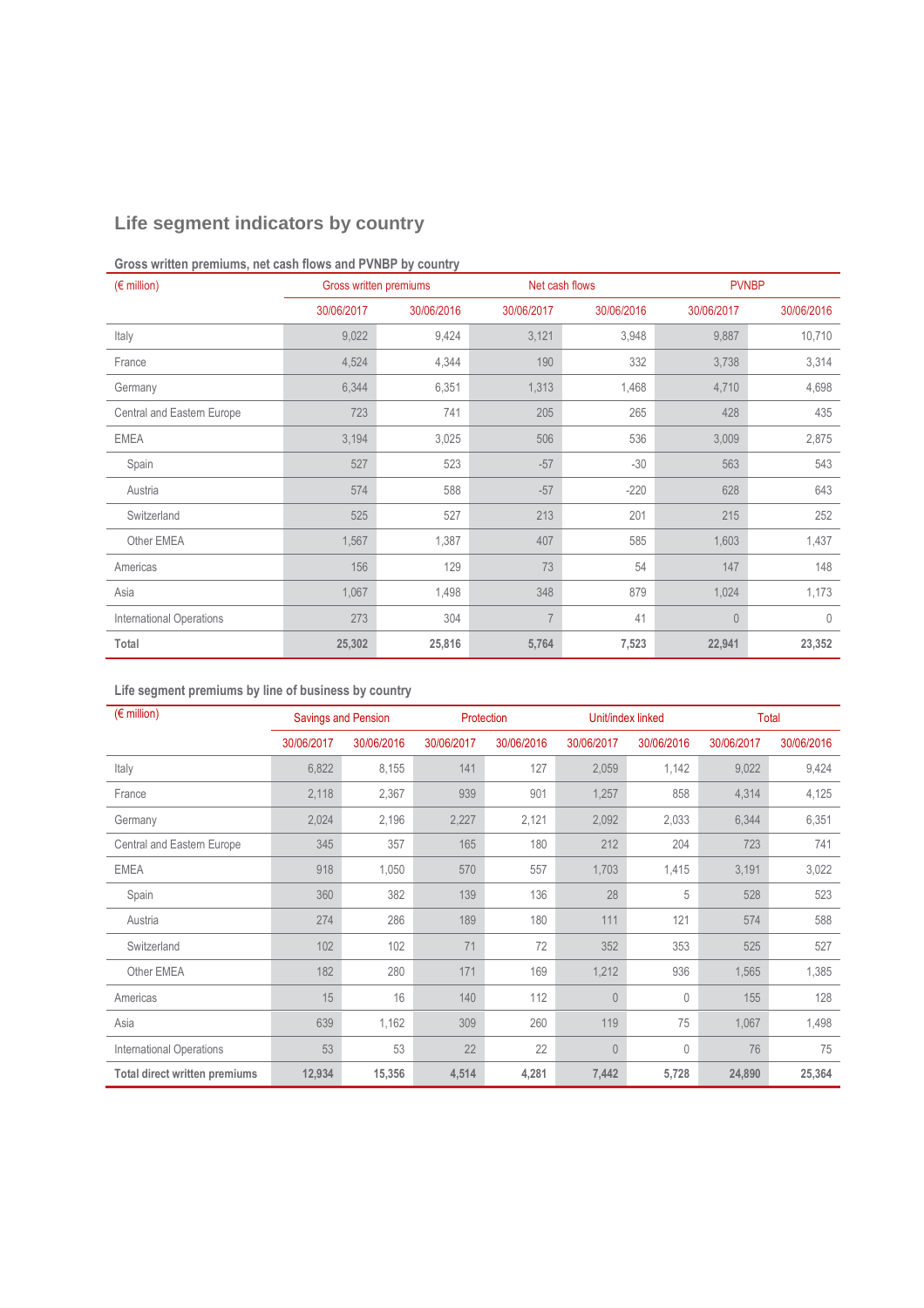## Life segment indicators by country

**Gross written premiums, net cash flows and PVNBP by country**

| (€ million) | Gross written premiums | | Net cash flows | | PVNBP | |
|---|---|---|---|---|---|---|
| | 30/06/2017 | 30/06/2016 | 30/06/2017 | 30/06/2016 | 30/06/2017 | 30/06/2016 |
| Italy | 9,022 | 9,424 | 3,121 | 3,948 | 9,887 | 10,710 |
| France | 4,524 | 4,344 | 190 | 332 | 3,738 | 3,314 |
| Germany | 6,344 | 6,351 | 1,313 | 1,468 | 4,710 | 4,698 |
| Central and Eastern Europe | 723 | 741 | 205 | 265 | 428 | 435 |
| EMEA | 3,194 | 3,025 | 506 | 536 | 3,009 | 2,875 |
| Spain | 527 | 523 | -57 | -30 | 563 | 543 |
| Austria | 574 | 588 | -57 | -220 | 628 | 643 |
| Switzerland | 525 | 527 | 213 | 201 | 215 | 252 |
| Other EMEA | 1,567 | 1,387 | 407 | 585 | 1,603 | 1,437 |
| Americas | 156 | 129 | 73 | 54 | 147 | 148 |
| Asia | 1,067 | 1,498 | 348 | 879 | 1,024 | 1,173 |
| International Operations | 273 | 304 | 7 | 41 | 0 | 0 |
| **Total** | **25,302** | **25,816** | **5,764** | **7,523** | **22,941** | **23,352** |

**Life segment premiums by line of business by country**

| (€ million) | Savings and Pension | | Protection | | Unit/index linked | | Total | |
|---|---|---|---|---|---|---|---|---|
| | 30/06/2017 | 30/06/2016 | 30/06/2017 | 30/06/2016 | 30/06/2017 | 30/06/2016 | 30/06/2017 | 30/06/2016 |
| Italy | 6,822 | 8,155 | 141 | 127 | 2,059 | 1,142 | 9,022 | 9,424 |
| France | 2,118 | 2,367 | 939 | 901 | 1,257 | 858 | 4,314 | 4,125 |
| Germany | 2,024 | 2,196 | 2,227 | 2,121 | 2,092 | 2,033 | 6,344 | 6,351 |
| Central and Eastern Europe | 345 | 357 | 165 | 180 | 212 | 204 | 723 | 741 |
| EMEA | 918 | 1,050 | 570 | 557 | 1,703 | 1,415 | 3,191 | 3,022 |
| Spain | 360 | 382 | 139 | 136 | 28 | 5 | 528 | 523 |
| Austria | 274 | 286 | 189 | 180 | 111 | 121 | 574 | 588 |
| Switzerland | 102 | 102 | 71 | 72 | 352 | 353 | 525 | 527 |
| Other EMEA | 182 | 280 | 171 | 169 | 1,212 | 936 | 1,565 | 1,385 |
| Americas | 15 | 16 | 140 | 112 | 0 | 0 | 155 | 128 |
| Asia | 639 | 1,162 | 309 | 260 | 119 | 75 | 1,067 | 1,498 |
| International Operations | 53 | 53 | 22 | 22 | 0 | 0 | 76 | 75 |
| **Total direct written premiums** | **12,934** | **15,356** | **4,514** | **4,281** | **7,442** | **5,728** | **24,890** | **25,364** |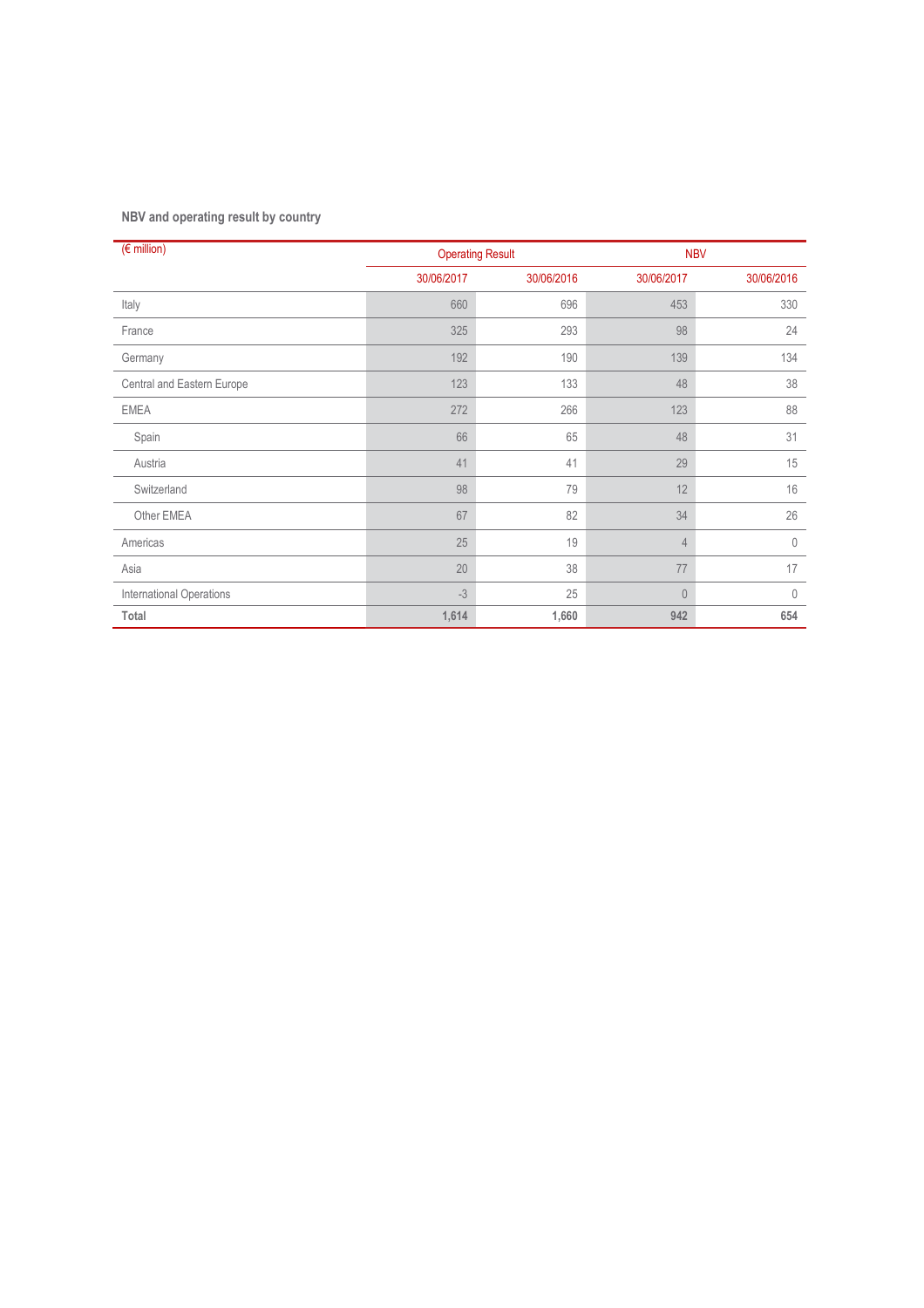**NBV and operating result by country**

| (€ million) | Operating Result | | NBV | |
|---|---|---|---|---|
| | 30/06/2017 | 30/06/2016 | 30/06/2017 | 30/06/2016 |
| Italy | 660 | 696 | 453 | 330 |
| France | 325 | 293 | 98 | 24 |
| Germany | 192 | 190 | 139 | 134 |
| Central and Eastern Europe | 123 | 133 | 48 | 38 |
| EMEA | 272 | 266 | 123 | 88 |
| Spain | 66 | 65 | 48 | 31 |
| Austria | 41 | 41 | 29 | 15 |
| Switzerland | 98 | 79 | 12 | 16 |
| Other EMEA | 67 | 82 | 34 | 26 |
| Americas | 25 | 19 | 4 | 0 |
| Asia | 20 | 38 | 77 | 17 |
| International Operations | -3 | 25 | 0 | 0 |
| **Total** | **1,614** | **1,660** | **942** | **654** |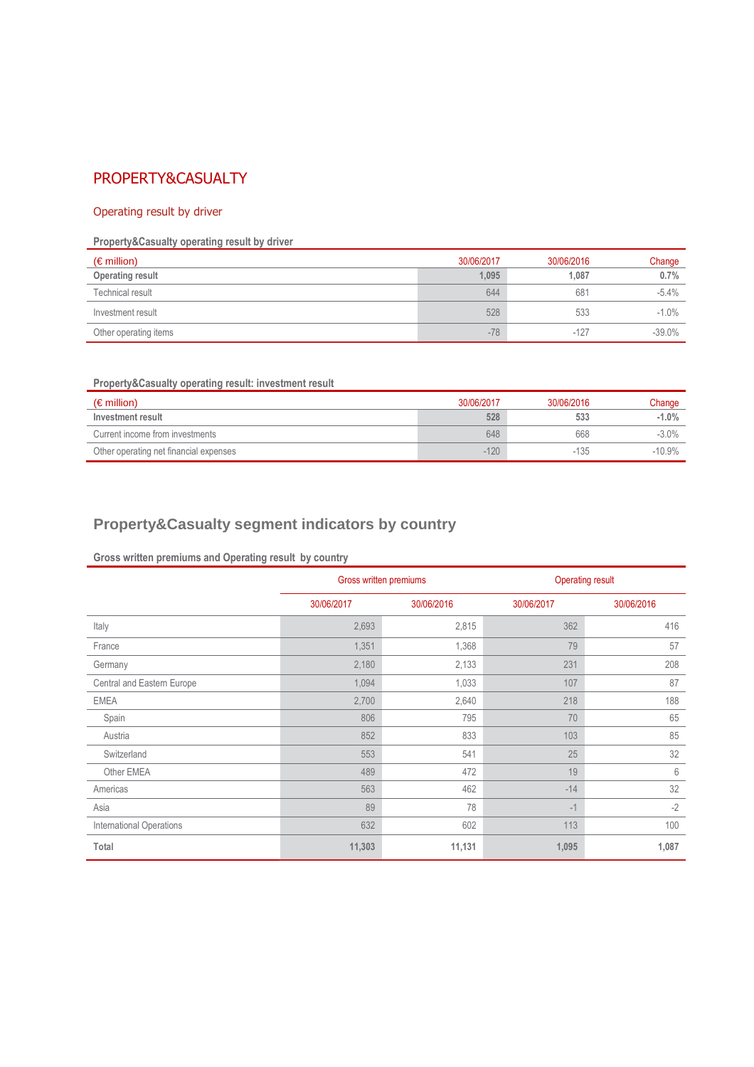## PROPERTY&CASUALTY

### Operating result by driver

**Property&Casualty operating result by driver**

| (€ million) | 30/06/2017 | 30/06/2016 | Change |
|---|---|---|---|
| **Operating result** | **1,095** | **1,087** | **0.7%** |
| Technical result | 644 | 681 | -5.4% |
| Investment result | 528 | 533 | -1.0% |
| Other operating items | -78 | -127 | -39.0% |

**Property&Casualty operating result: investment result**

| (€ million) | 30/06/2017 | 30/06/2016 | Change |
|---|---|---|---|
| **Investment result** | **528** | **533** | **-1.0%** |
| Current income from investments | 648 | 668 | -3.0% |
| Other operating net financial expenses | -120 | -135 | -10.9% |

## Property&Casualty segment indicators by country

**Gross written premiums and Operating result by country**

| | Gross written premiums | | Operating result | |
|---|---|---|---|---|
| | 30/06/2017 | 30/06/2016 | 30/06/2017 | 30/06/2016 |
| Italy | 2,693 | 2,815 | 362 | 416 |
| France | 1,351 | 1,368 | 79 | 57 |
| Germany | 2,180 | 2,133 | 231 | 208 |
| Central and Eastern Europe | 1,094 | 1,033 | 107 | 87 |
| EMEA | 2,700 | 2,640 | 218 | 188 |
| Spain | 806 | 795 | 70 | 65 |
| Austria | 852 | 833 | 103 | 85 |
| Switzerland | 553 | 541 | 25 | 32 |
| Other EMEA | 489 | 472 | 19 | 6 |
| Americas | 563 | 462 | -14 | 32 |
| Asia | 89 | 78 | -1 | -2 |
| International Operations | 632 | 602 | 113 | 100 |
| **Total** | **11,303** | **11,131** | **1,095** | **1,087** |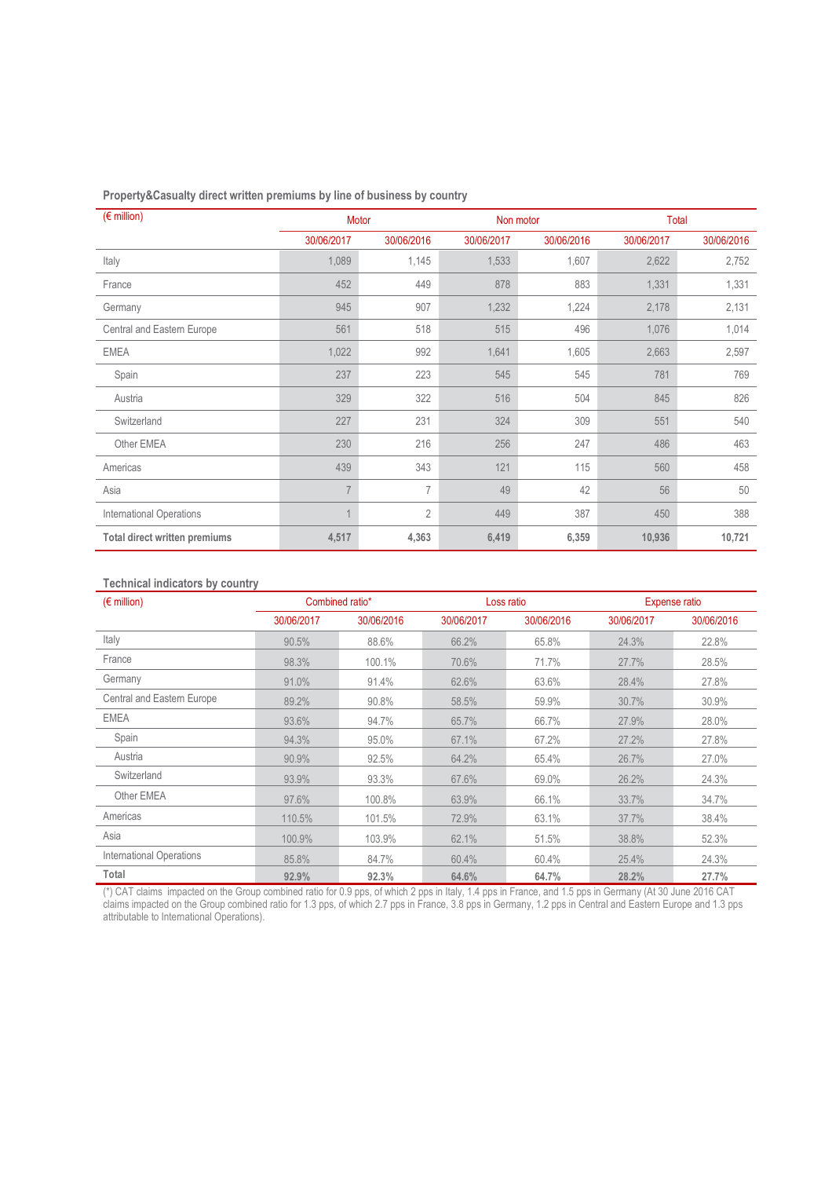### Property&Casualty direct written premiums by line of business by country

| (€ million) | Motor | | Non motor | | Total | |
|---|---|---|---|---|---|---|
| | 30/06/2017 | 30/06/2016 | 30/06/2017 | 30/06/2016 | 30/06/2017 | 30/06/2016 |
| Italy | 1,089 | 1,145 | 1,533 | 1,607 | 2,622 | 2,752 |
| France | 452 | 449 | 878 | 883 | 1,331 | 1,331 |
| Germany | 945 | 907 | 1,232 | 1,224 | 2,178 | 2,131 |
| Central and Eastern Europe | 561 | 518 | 515 | 496 | 1,076 | 1,014 |
| EMEA | 1,022 | 992 | 1,641 | 1,605 | 2,663 | 2,597 |
| Spain | 237 | 223 | 545 | 545 | 781 | 769 |
| Austria | 329 | 322 | 516 | 504 | 845 | 826 |
| Switzerland | 227 | 231 | 324 | 309 | 551 | 540 |
| Other EMEA | 230 | 216 | 256 | 247 | 486 | 463 |
| Americas | 439 | 343 | 121 | 115 | 560 | 458 |
| Asia | 7 | 7 | 49 | 42 | 56 | 50 |
| International Operations | 1 | 2 | 449 | 387 | 450 | 388 |
| **Total direct written premiums** | **4,517** | **4,363** | **6,419** | **6,359** | **10,936** | **10,721** |

### Technical indicators by country

| (€ million) | Combined ratio* | | Loss ratio | | Expense ratio | |
|---|---|---|---|---|---|---|
| | 30/06/2017 | 30/06/2016 | 30/06/2017 | 30/06/2016 | 30/06/2017 | 30/06/2016 |
| Italy | 90.5% | 88.6% | 66.2% | 65.8% | 24.3% | 22.8% |
| France | 98.3% | 100.1% | 70.6% | 71.7% | 27.7% | 28.5% |
| Germany | 91.0% | 91.4% | 62.6% | 63.6% | 28.4% | 27.8% |
| Central and Eastern Europe | 89.2% | 90.8% | 58.5% | 59.9% | 30.7% | 30.9% |
| EMEA | 93.6% | 94.7% | 65.7% | 66.7% | 27.9% | 28.0% |
| Spain | 94.3% | 95.0% | 67.1% | 67.2% | 27.2% | 27.8% |
| Austria | 90.9% | 92.5% | 64.2% | 65.4% | 26.7% | 27.0% |
| Switzerland | 93.9% | 93.3% | 67.6% | 69.0% | 26.2% | 24.3% |
| Other EMEA | 97.6% | 100.8% | 63.9% | 66.1% | 33.7% | 34.7% |
| Americas | 110.5% | 101.5% | 72.9% | 63.1% | 37.7% | 38.4% |
| Asia | 100.9% | 103.9% | 62.1% | 51.5% | 38.8% | 52.3% |
| International Operations | 85.8% | 84.7% | 60.4% | 60.4% | 25.4% | 24.3% |
| **Total** | **92.9%** | **92.3%** | **64.6%** | **64.7%** | **28.2%** | **27.7%** |

(*) CAT claims impacted on the Group combined ratio for 0.9 pps, of which 2 pps in Italy, 1.4 pps in France, and 1.5 pps in Germany (At 30 June 2016 CAT claims impacted on the Group combined ratio for 1.3 pps, of which 2.7 pps in France, 3.8 pps in Germany, 1.2 pps in Central and Eastern Europe and 1.3 pps attributable to International Operations).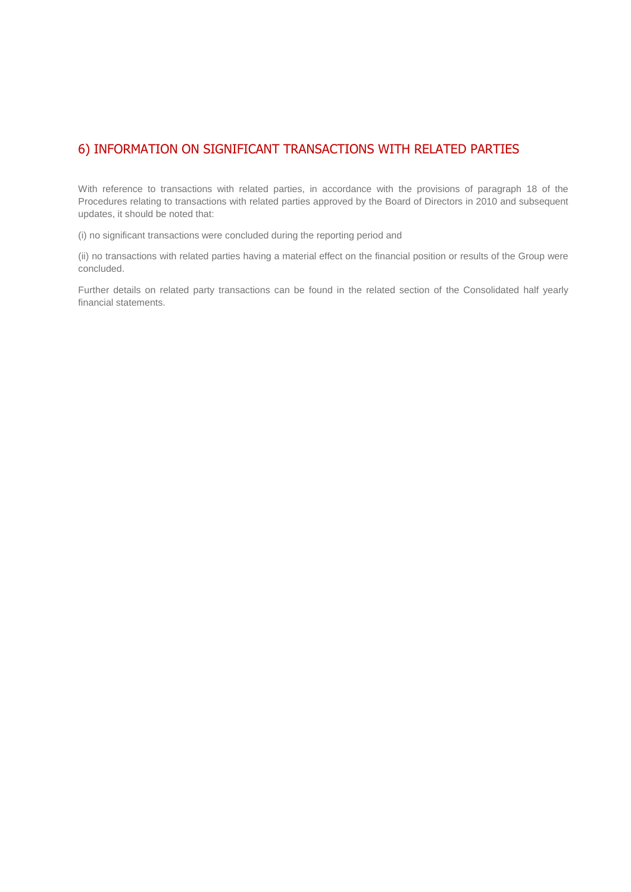## 6) INFORMATION ON SIGNIFICANT TRANSACTIONS WITH RELATED PARTIES

With reference to transactions with related parties, in accordance with the provisions of paragraph 18 of the Procedures relating to transactions with related parties approved by the Board of Directors in 2010 and subsequent updates, it should be noted that:

(i) no significant transactions were concluded during the reporting period and

(ii) no transactions with related parties having a material effect on the financial position or results of the Group were concluded.

Further details on related party transactions can be found in the related section of the Consolidated half yearly financial statements.